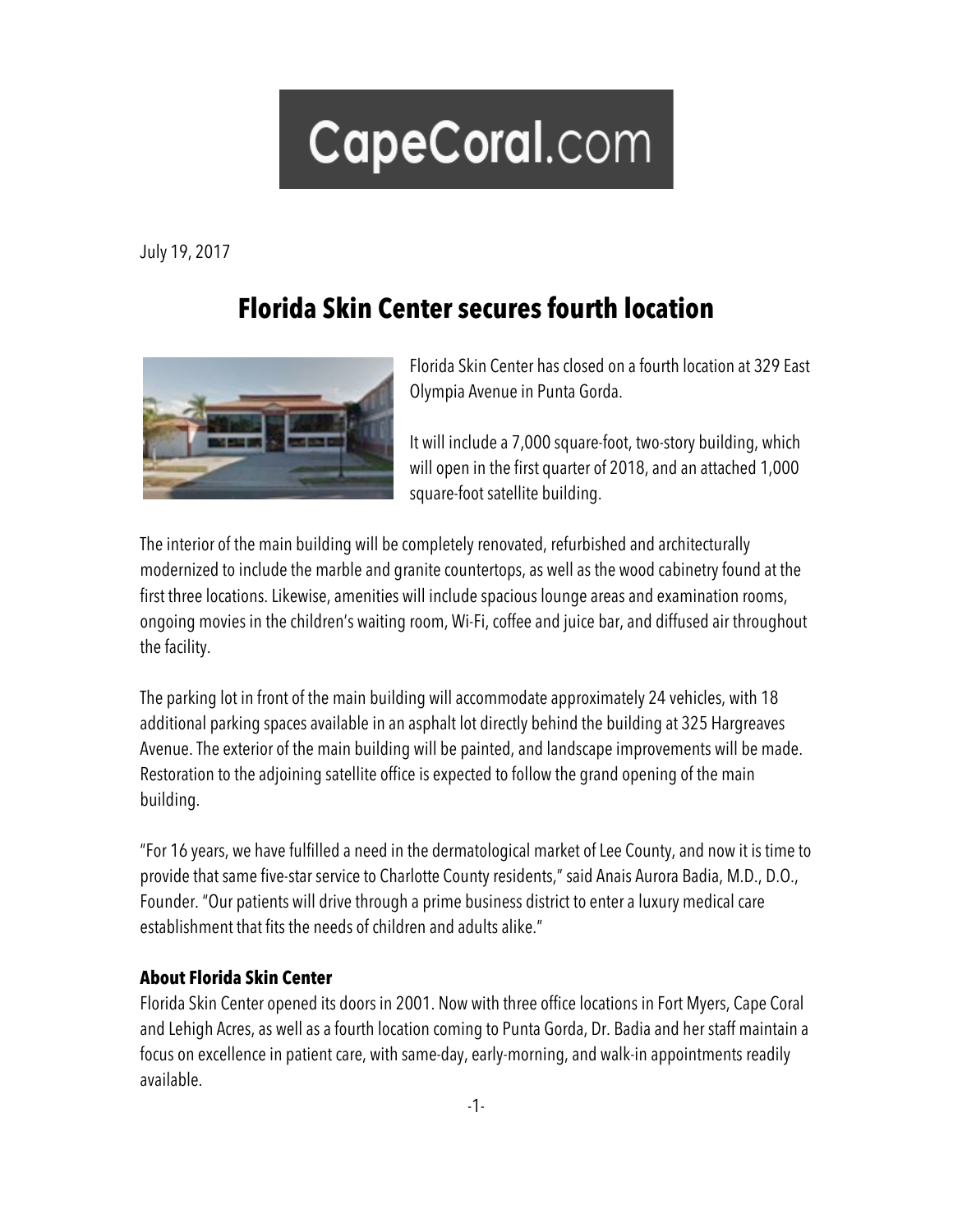CapeCoral.com

July 19, 2017

# Florida Skin Center secures fourth location

Florida Skin Center has closed on a fourth location at 329 East Olympia Avenue in Punta Gorda.

It will include a 7,000 square-foot, two-story building, which will open in the first quarter of 2018, and an attached 1,000 square-foot satellite building.

The interior of the main building will be completely renovated, refurbished and architecturally modernized to include the marble and granite countertops, as well as the wood cabinetry found at the first three locations. Likewise, amenities will include spacious lounge areas and examination rooms, ongoing movies in the children's waiting room, Wi-Fi, coffee and juice bar, and diffused air throughout the facility.

The parking lot in front of the main building will accommodate approximately 24 vehicles, with 18 additional parking spaces available in an asphalt lot directly behind the building at 325 Hargreaves Avenue. The exterior of the main building will be painted, and landscape improvements will be made. Restoration to the adjoining satellite office is expected to follow the grand opening of the main building.

"For 16 years, we have fulfilled a need in the dermatological market of Lee County, and now it is time to provide that same five-star service to Charlotte County residents," said Anais Aurora Badia, M.D., D.O., Founder. "Our patients will drive through a prime business district to enter a luxury medical care establishment that fits the needs of children and adults alike."

### About Florida Skin Center

Florida Skin Center opened its doors in 2001. Now with three office locations in Fort Myers, Cape Coral and Lehigh Acres, as well as a fourth location coming to Punta Gorda, Dr. Badia and her staff maintain a focus on excellence in patient care, with same-day, early-morning, and walk-in appointments readily available.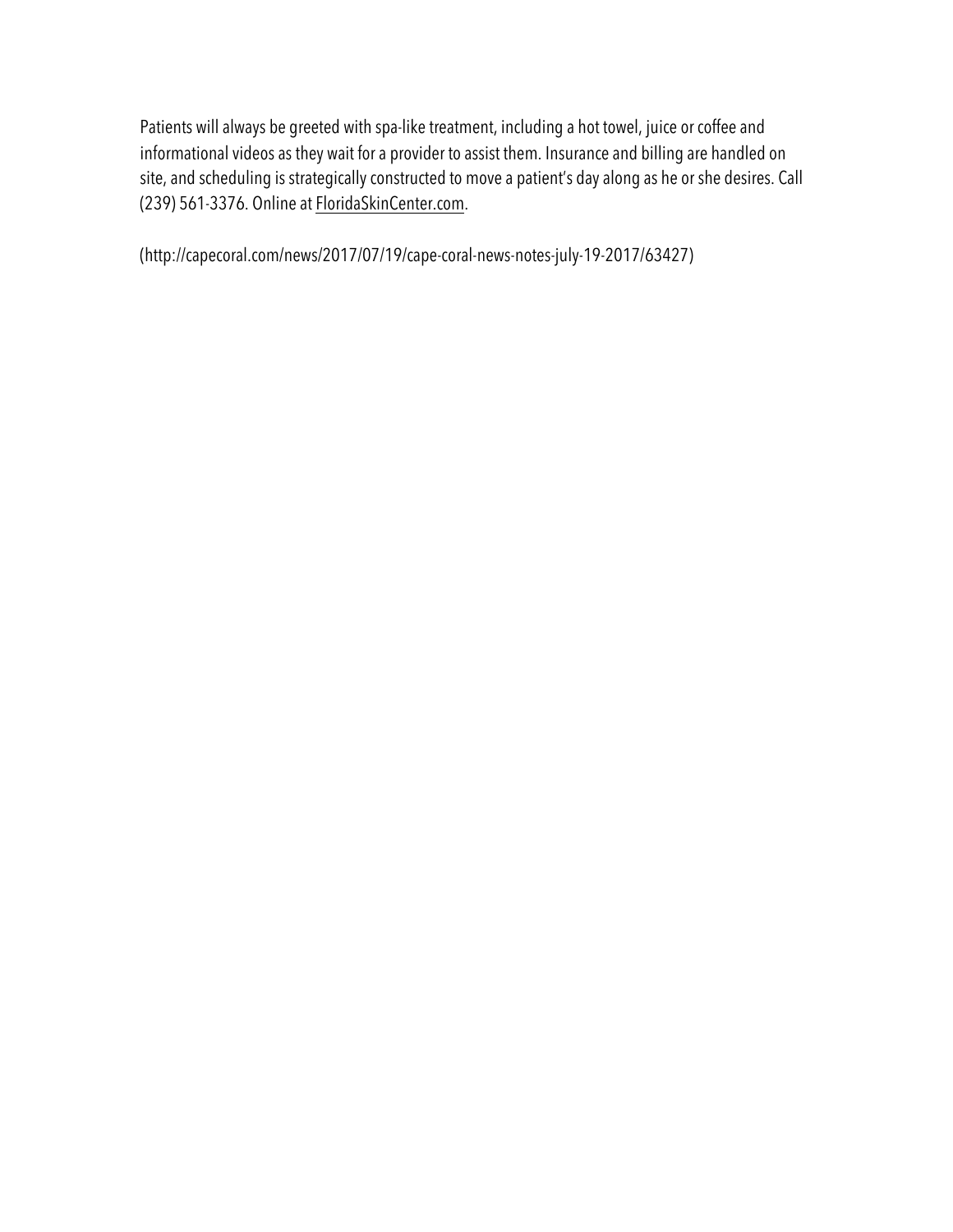Patients will always be greeted with spa-like treatment, including a hot towel, juice or coffee and informational videos as they wait for a provider to assist them. Insurance and billing are handled on site, and scheduling is strategically constructed to move a patient's day along as he or she desires. Call (239) 561-3376. Online at FloridaSkinCenter.com.

(http://capecoral.com/news/2017/07/19/cape-coral-news-notes-july-19-2017/63427)